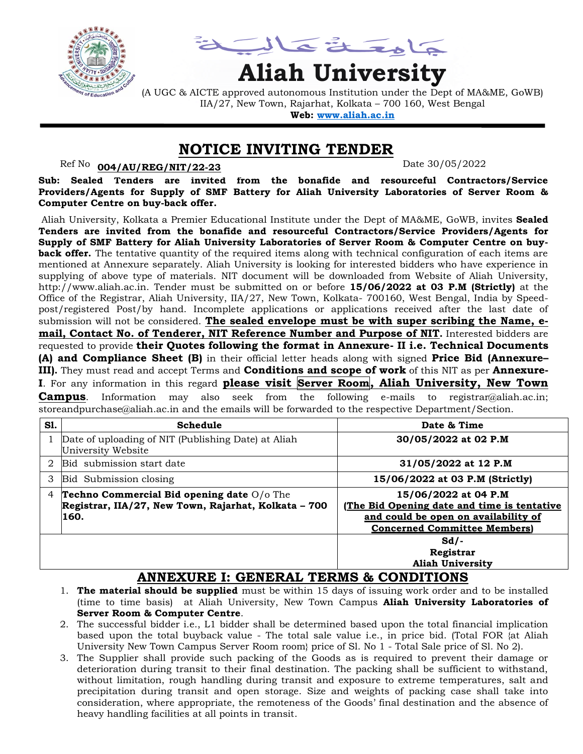جامعة عالية

# Aliah University

(A UGC & AICTE approved autonomous Institution under the Dept of MA&ME, GoWB)
IIA/27, New Town, Rajarhat, Kolkata – 700 160, West Bengal
**Web: www.aliah.ac.in**

## NOTICE INVITING TENDER

Ref No **004/AU/REG/NIT/22-23** Date 30/05/2022

**Sub: Sealed Tenders are invited from the bonafide and resourceful Contractors/Service Providers/Agents for Supply of SMF Battery for Aliah University Laboratories of Server Room & Computer Centre on buy-back offer.**

Aliah University, Kolkata a Premier Educational Institute under the Dept of MA&ME, GoWB, invites **Sealed Tenders are invited from the bonafide and resourceful Contractors/Service Providers/Agents for Supply of SMF Battery for Aliah University Laboratories of Server Room & Computer Centre on buy-back offer.** The tentative quantity of the required items along with technical configuration of each items are mentioned at Annexure separately. Aliah University is looking for interested bidders who have experience in supplying of above type of materials. NIT document will be downloaded from Website of Aliah University, http://www.aliah.ac.in. Tender must be submitted on or before **15/06/2022 at 03 P.M (Strictly)** at the Office of the Registrar, Aliah University, IIA/27, New Town, Kolkata- 700160, West Bengal, India by Speed-post/registered Post/by hand. Incomplete applications or applications received after the last date of submission will not be considered. **The sealed envelope must be with super scribing the Name, e-mail, Contact No. of Tenderer, NIT Reference Number and Purpose of NIT.** Interested bidders are requested to provide **their Quotes following the format in Annexure- II i.e. Technical Documents (A) and Compliance Sheet (B)** in their official letter heads along with signed **Price Bid (Annexure–III).** They must read and accept Terms and **Conditions and scope of work** of this NIT as per **Annexure-I**. For any information in this regard **please visit Server Room, Aliah University, New Town Campus**. Information may also seek from the following e-mails to registrar@aliah.ac.in; storeandpurchase@aliah.ac.in and the emails will be forwarded to the respective Department/Section.

| Sl. | Schedule | Date & Time |
|---|---|---|
| 1 | Date of uploading of NIT (Publishing Date) at Aliah University Website | **30/05/2022 at 02 P.M** |
| 2 | Bid submission start date | **31/05/2022 at 12 P.M** |
| 3 | Bid Submission closing | **15/06/2022 at 03 P.M (Strictly)** |
| 4 | **Techno Commercial Bid opening date** O/o The **Registrar, IIA/27, New Town, Rajarhat, Kolkata – 700 160.** | **15/06/2022 at 04 P.M (The Bid Opening date and time is tentative and could be open on availability of Concerned Committee Members)** |
| | | **Sd/- Registrar Aliah University** |

## ANNEXURE I: GENERAL TERMS & CONDITIONS

1. **The material should be supplied** must be within 15 days of issuing work order and to be installed (time to time basis) at Aliah University, New Town Campus **Aliah University Laboratories of Server Room & Computer Centre**.
2. The successful bidder i.e., L1 bidder shall be determined based upon the total financial implication based upon the total buyback value - The total sale value i.e., in price bid. (Total FOR {at Aliah University New Town Campus Server Room room} price of Sl. No 1 - Total Sale price of Sl. No 2).
3. The Supplier shall provide such packing of the Goods as is required to prevent their damage or deterioration during transit to their final destination. The packing shall be sufficient to withstand, without limitation, rough handling during transit and exposure to extreme temperatures, salt and precipitation during transit and open storage. Size and weights of packing case shall take into consideration, where appropriate, the remoteness of the Goods' final destination and the absence of heavy handling facilities at all points in transit.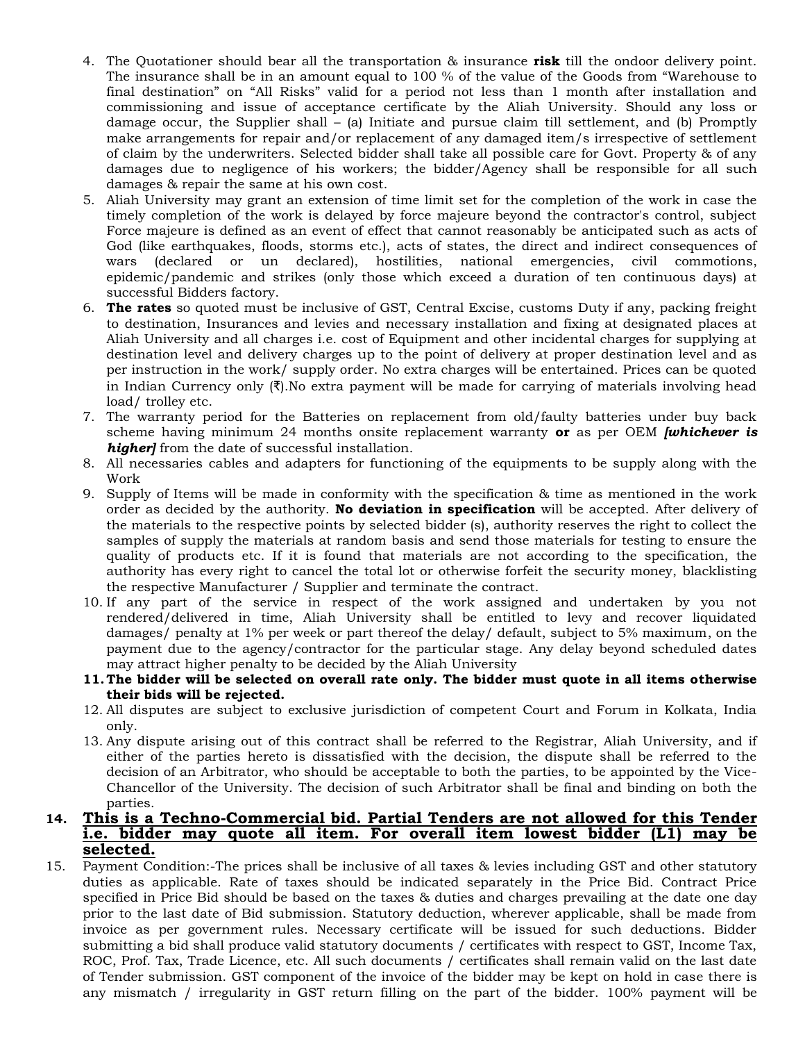4. The Quotationer should bear all the transportation & insurance **risk** till the ondoor delivery point. The insurance shall be in an amount equal to 100 % of the value of the Goods from "Warehouse to final destination" on "All Risks" valid for a period not less than 1 month after installation and commissioning and issue of acceptance certificate by the Aliah University. Should any loss or damage occur, the Supplier shall – (a) Initiate and pursue claim till settlement, and (b) Promptly make arrangements for repair and/or replacement of any damaged item/s irrespective of settlement of claim by the underwriters. Selected bidder shall take all possible care for Govt. Property & of any damages due to negligence of his workers; the bidder/Agency shall be responsible for all such damages & repair the same at his own cost.
5. Aliah University may grant an extension of time limit set for the completion of the work in case the timely completion of the work is delayed by force majeure beyond the contractor's control, subject Force majeure is defined as an event of effect that cannot reasonably be anticipated such as acts of God (like earthquakes, floods, storms etc.), acts of states, the direct and indirect consequences of wars (declared or un declared), hostilities, national emergencies, civil commotions, epidemic/pandemic and strikes (only those which exceed a duration of ten continuous days) at successful Bidders factory.
6. **The rates** so quoted must be inclusive of GST, Central Excise, customs Duty if any, packing freight to destination, Insurances and levies and necessary installation and fixing at designated places at Aliah University and all charges i.e. cost of Equipment and other incidental charges for supplying at destination level and delivery charges up to the point of delivery at proper destination level and as per instruction in the work/ supply order. No extra charges will be entertained. Prices can be quoted in Indian Currency only (₹).No extra payment will be made for carrying of materials involving head load/ trolley etc.
7. The warranty period for the Batteries on replacement from old/faulty batteries under buy back scheme having minimum 24 months onsite replacement warranty **or** as per OEM ***[whichever is higher]*** from the date of successful installation.
8. All necessaries cables and adapters for functioning of the equipments to be supply along with the Work
9. Supply of Items will be made in conformity with the specification & time as mentioned in the work order as decided by the authority. **No deviation in specification** will be accepted. After delivery of the materials to the respective points by selected bidder (s), authority reserves the right to collect the samples of supply the materials at random basis and send those materials for testing to ensure the quality of products etc. If it is found that materials are not according to the specification, the authority has every right to cancel the total lot or otherwise forfeit the security money, blacklisting the respective Manufacturer / Supplier and terminate the contract.
10. If any part of the service in respect of the work assigned and undertaken by you not rendered/delivered in time, Aliah University shall be entitled to levy and recover liquidated damages/ penalty at 1% per week or part thereof the delay/ default, subject to 5% maximum, on the payment due to the agency/contractor for the particular stage. Any delay beyond scheduled dates may attract higher penalty to be decided by the Aliah University
11. **The bidder will be selected on overall rate only. The bidder must quote in all items otherwise their bids will be rejected.**
12. All disputes are subject to exclusive jurisdiction of competent Court and Forum in Kolkata, India only.
13. Any dispute arising out of this contract shall be referred to the Registrar, Aliah University, and if either of the parties hereto is dissatisfied with the decision, the dispute shall be referred to the decision of an Arbitrator, who should be acceptable to both the parties, to be appointed by the Vice-Chancellor of the University. The decision of such Arbitrator shall be final and binding on both the parties.
14. **<u>This is a Techno-Commercial bid. Partial Tenders are not allowed for this Tender i.e. bidder may quote all item. For overall item lowest bidder (L1) may be selected.</u>**
15. Payment Condition:-The prices shall be inclusive of all taxes & levies including GST and other statutory duties as applicable. Rate of taxes should be indicated separately in the Price Bid. Contract Price specified in Price Bid should be based on the taxes & duties and charges prevailing at the date one day prior to the last date of Bid submission. Statutory deduction, wherever applicable, shall be made from invoice as per government rules. Necessary certificate will be issued for such deductions. Bidder submitting a bid shall produce valid statutory documents / certificates with respect to GST, Income Tax, ROC, Prof. Tax, Trade Licence, etc. All such documents / certificates shall remain valid on the last date of Tender submission. GST component of the invoice of the bidder may be kept on hold in case there is any mismatch / irregularity in GST return filling on the part of the bidder. 100% payment will be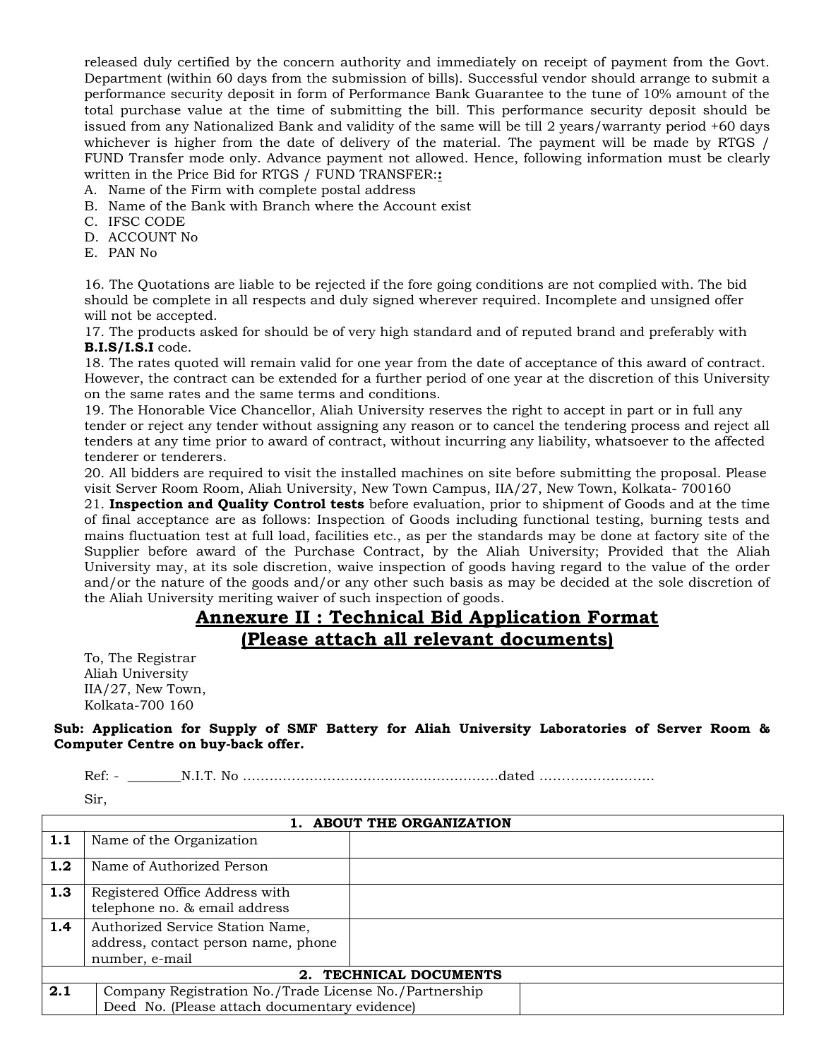released duly certified by the concern authority and immediately on receipt of payment from the Govt. Department (within 60 days from the submission of bills). Successful vendor should arrange to submit a performance security deposit in form of Performance Bank Guarantee to the tune of 10% amount of the total purchase value at the time of submitting the bill. This performance security deposit should be issued from any Nationalized Bank and validity of the same will be till 2 years/warranty period +60 days whichever is higher from the date of delivery of the material. The payment will be made by RTGS / FUND Transfer mode only. Advance payment not allowed. Hence, following information must be clearly written in the Price Bid for RTGS / FUND TRANSFER::

A. Name of the Firm with complete postal address
B. Name of the Bank with Branch where the Account exist
C. IFSC CODE
D. ACCOUNT No
E. PAN No

16. The Quotations are liable to be rejected if the fore going conditions are not complied with. The bid should be complete in all respects and duly signed wherever required. Incomplete and unsigned offer will not be accepted.
17. The products asked for should be of very high standard and of reputed brand and preferably with **B.I.S/I.S.I** code.
18. The rates quoted will remain valid for one year from the date of acceptance of this award of contract. However, the contract can be extended for a further period of one year at the discretion of this University on the same rates and the same terms and conditions.
19. The Honorable Vice Chancellor, Aliah University reserves the right to accept in part or in full any tender or reject any tender without assigning any reason or to cancel the tendering process and reject all tenders at any time prior to award of contract, without incurring any liability, whatsoever to the affected tenderer or tenderers.
20. All bidders are required to visit the installed machines on site before submitting the proposal. Please visit Server Room Room, Aliah University, New Town Campus, IIA/27, New Town, Kolkata- 700160
21. **Inspection and Quality Control tests** before evaluation, prior to shipment of Goods and at the time of final acceptance are as follows: Inspection of Goods including functional testing, burning tests and mains fluctuation test at full load, facilities etc., as per the standards may be done at factory site of the Supplier before award of the Purchase Contract, by the Aliah University; Provided that the Aliah University may, at its sole discretion, waive inspection of goods having regard to the value of the order and/or the nature of the goods and/or any other such basis as may be decided at the sole discretion of the Aliah University meriting waiver of such inspection of goods.

## Annexure II : Technical Bid Application Format
## (Please attach all relevant documents)

To, The Registrar
Aliah University
IIA/27, New Town,
Kolkata-700 160

**Sub: Application for Supply of SMF Battery for Aliah University Laboratories of Server Room & Computer Centre on buy-back offer.**

Ref: - ________N.I.T. No ..........................................................dated ..........................

Sir,

| **1. ABOUT THE ORGANIZATION** | | |
|---|---|---|
| **1.1** | Name of the Organization | |
| **1.2** | Name of Authorized Person | |
| **1.3** | Registered Office Address with telephone no. & email address | |
| **1.4** | Authorized Service Station Name, address, contact person name, phone number, e-mail | |
| **2. TECHNICAL DOCUMENTS** | | |
| **2.1** | Company Registration No./Trade License No./Partnership Deed No. (Please attach documentary evidence) | |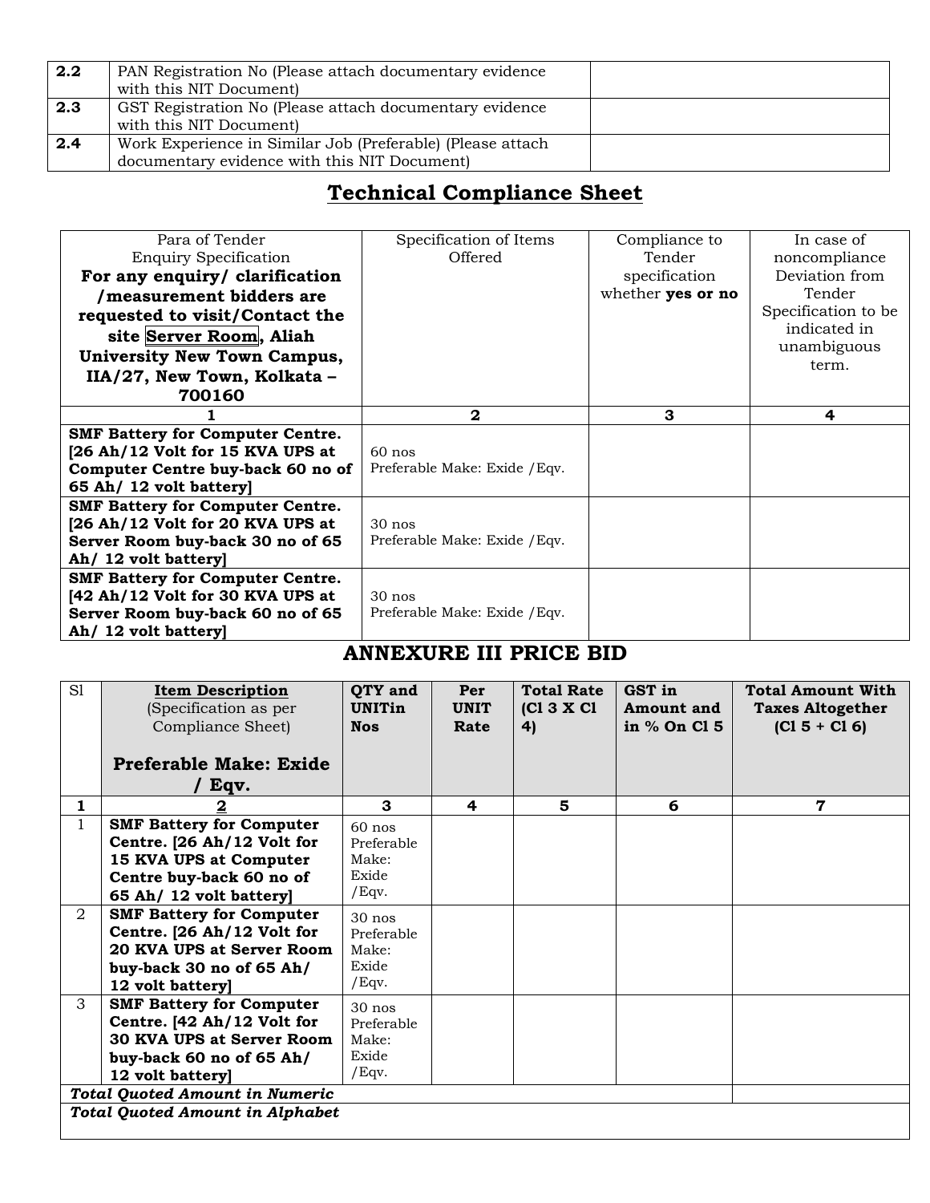| | | |
|---|---|---|
| **2.2** | PAN Registration No (Please attach documentary evidence with this NIT Document) | |
| **2.3** | GST Registration No (Please attach documentary evidence with this NIT Document) | |
| **2.4** | Work Experience in Similar Job (Preferable) (Please attach documentary evidence with this NIT Document) | |

## Technical Compliance Sheet

| Para of Tender Enquiry Specification **For any enquiry/ clarification /measurement bidders are requested to visit/Contact the site Server Room, Aliah University New Town Campus, IIA/27, New Town, Kolkata – 700160** | Specification of Items Offered | Compliance to Tender specification whether **yes or no** | In case of noncompliance Deviation from Tender Specification to be indicated in unambiguous term. |
|---|---|---|---|
| **1** | **2** | **3** | **4** |
| **SMF Battery for Computer Centre. [26 Ah/12 Volt for 15 KVA UPS at Computer Centre buy-back 60 no of 65 Ah/ 12 volt battery]** | 60 nos Preferable Make: Exide /Eqv. | | |
| **SMF Battery for Computer Centre. [26 Ah/12 Volt for 20 KVA UPS at Server Room buy-back 30 no of 65 Ah/ 12 volt battery]** | 30 nos Preferable Make: Exide /Eqv. | | |
| **SMF Battery for Computer Centre. [42 Ah/12 Volt for 30 KVA UPS at Server Room buy-back 60 no of 65 Ah/ 12 volt battery]** | 30 nos Preferable Make: Exide /Eqv. | | |

## ANNEXURE III PRICE BID

| Sl | **Item Description** (Specification as per Compliance Sheet) **Preferable Make: Exide / Eqv.** | **QTY and UNITin Nos** | **Per UNIT Rate** | **Total Rate (Cl 3 X Cl 4)** | **GST in Amount and in % On Cl 5** | **Total Amount With Taxes Altogether (Cl 5 + Cl 6)** |
|---|---|---|---|---|---|---|
| **1** | **2** | **3** | **4** | **5** | **6** | **7** |
| 1 | **SMF Battery for Computer Centre. [26 Ah/12 Volt for 15 KVA UPS at Computer Centre buy-back 60 no of 65 Ah/ 12 volt battery]** | 60 nos Preferable Make: Exide /Eqv. | | | | |
| 2 | **SMF Battery for Computer Centre. [26 Ah/12 Volt for 20 KVA UPS at Server Room buy-back 30 no of 65 Ah/ 12 volt battery]** | 30 nos Preferable Make: Exide /Eqv. | | | | |
| 3 | **SMF Battery for Computer Centre. [42 Ah/12 Volt for 30 KVA UPS at Server Room buy-back 60 no of 65 Ah/ 12 volt battery]** | 30 nos Preferable Make: Exide /Eqv. | | | | |
| ***Total Quoted Amount in Numeric*** | | | | | | |
| ***Total Quoted Amount in Alphabet*** | | | | | | |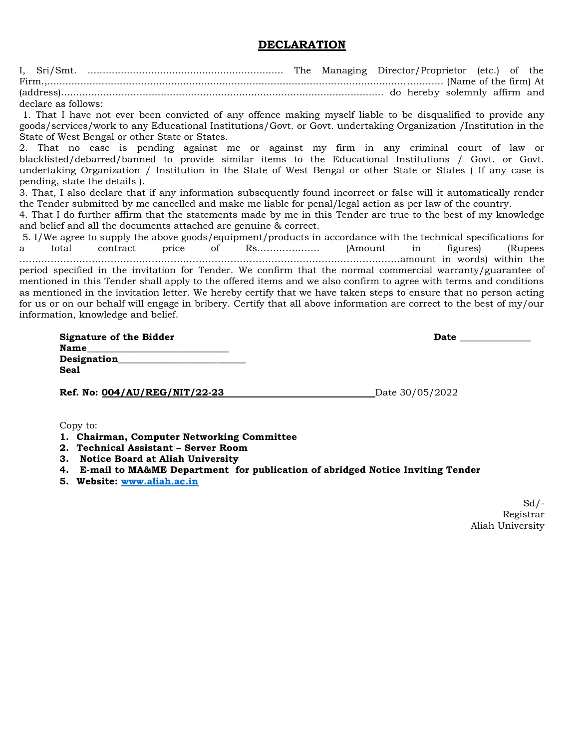# DECLARATION

I, Sri/Smt. ………………………………………………………. The Managing Director/Proprietor (etc.) of the Firm.,…………………………………………………………………………………………………………………… (Name of the firm) At (address)……………………………………………………………………………………………… do hereby solemnly affirm and declare as follows:

1. That I have not ever been convicted of any offence making myself liable to be disqualified to provide any goods/services/work to any Educational Institutions/Govt. or Govt. undertaking Organization /Institution in the State of West Bengal or other State or States.
2. That no case is pending against me or against my firm in any criminal court of law or blacklisted/debarred/banned to provide similar items to the Educational Institutions / Govt. or Govt. undertaking Organization / Institution in the State of West Bengal or other State or States ( If any case is pending, state the details ).
3. That, I also declare that if any information subsequently found incorrect or false will it automatically render the Tender submitted by me cancelled and make me liable for penal/legal action as per law of the country.
4. That I do further affirm that the statements made by me in this Tender are true to the best of my knowledge and belief and all the documents attached are genuine & correct.
5. I/We agree to supply the above goods/equipment/products in accordance with the technical specifications for a total contract price of Rs………………. (Amount in figures) (Rupees ……………………………………………………………………………………………………………amount in words) within the period specified in the invitation for Tender. We confirm that the normal commercial warranty/guarantee of mentioned in this Tender shall apply to the offered items and we also confirm to agree with terms and conditions as mentioned in the invitation letter. We hereby certify that we have taken steps to ensure that no person acting for us or on our behalf will engage in bribery. Certify that all above information are correct to the best of my/our information, knowledge and belief.

**Signature of the Bidder** **Date** ______________
**Name**____________________________
**Designation**__________________________
**Seal**

**Ref. No: 004/AU/REG/NIT/22-23** Date 30/05/2022

Copy to:

1. **Chairman, Computer Networking Committee**
2. **Technical Assistant – Server Room**
3. **Notice Board at Aliah University**
4. **E-mail to MA&ME Department for publication of abridged Notice Inviting Tender**
5. **Website: www.aliah.ac.in**

Sd/-
Registrar
Aliah University